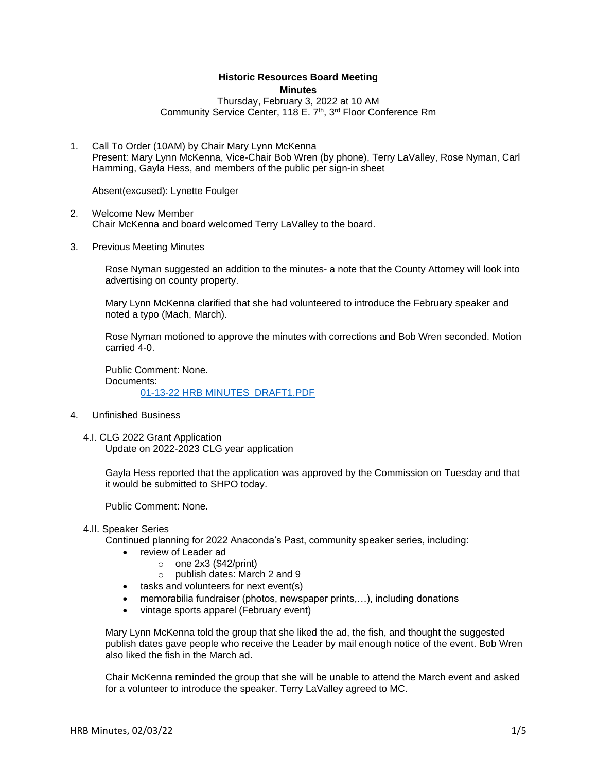**Historic Resources Board Meeting**
**Minutes**
Thursday, February 3, 2022 at 10 AM
Community Service Center, 118 E. 7th, 3rd Floor Conference Rm

1. Call To Order (10AM) by Chair Mary Lynn McKenna
   Present: Mary Lynn McKenna, Vice-Chair Bob Wren (by phone), Terry LaValley, Rose Nyman, Carl Hamming, Gayla Hess, and members of the public per sign-in sheet

   Absent(excused): Lynette Foulger

2. Welcome New Member
   Chair McKenna and board welcomed Terry LaValley to the board.

3. Previous Meeting Minutes

   Rose Nyman suggested an addition to the minutes- a note that the County Attorney will look into advertising on county property.

   Mary Lynn McKenna clarified that she had volunteered to introduce the February speaker and noted a typo (Mach, March).

   Rose Nyman motioned to approve the minutes with corrections and Bob Wren seconded. Motion carried 4-0.

   Public Comment: None.
   Documents:
   01-13-22 HRB MINUTES_DRAFT1.PDF

4. Unfinished Business

   4.I. CLG 2022 Grant Application
   Update on 2022-2023 CLG year application

   Gayla Hess reported that the application was approved by the Commission on Tuesday and that it would be submitted to SHPO today.

   Public Comment: None.

   4.II. Speaker Series
   Continued planning for 2022 Anaconda's Past, community speaker series, including:
   - review of Leader ad
     - one 2x3 ($42/print)
     - publish dates: March 2 and 9
   - tasks and volunteers for next event(s)
   - memorabilia fundraiser (photos, newspaper prints,…), including donations
   - vintage sports apparel (February event)

   Mary Lynn McKenna told the group that she liked the ad, the fish, and thought the suggested publish dates gave people who receive the Leader by mail enough notice of the event. Bob Wren also liked the fish in the March ad.

   Chair McKenna reminded the group that she will be unable to attend the March event and asked for a volunteer to introduce the speaker. Terry LaValley agreed to MC.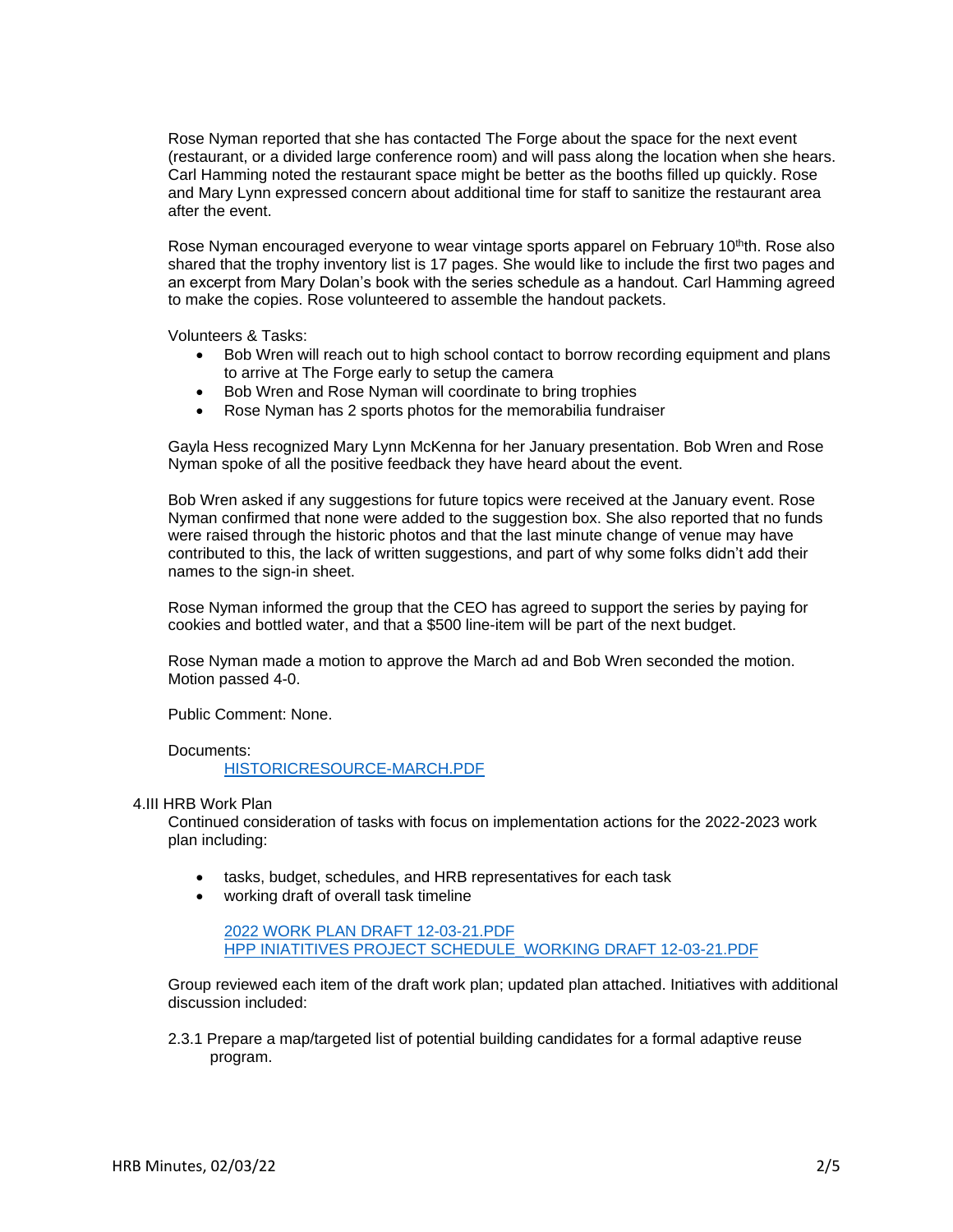Rose Nyman reported that she has contacted The Forge about the space for the next event (restaurant, or a divided large conference room) and will pass along the location when she hears. Carl Hamming noted the restaurant space might be better as the booths filled up quickly. Rose and Mary Lynn expressed concern about additional time for staff to sanitize the restaurant area after the event.

Rose Nyman encouraged everyone to wear vintage sports apparel on February 10thth. Rose also shared that the trophy inventory list is 17 pages. She would like to include the first two pages and an excerpt from Mary Dolan's book with the series schedule as a handout. Carl Hamming agreed to make the copies. Rose volunteered to assemble the handout packets.

Volunteers & Tasks:

- Bob Wren will reach out to high school contact to borrow recording equipment and plans to arrive at The Forge early to setup the camera
- Bob Wren and Rose Nyman will coordinate to bring trophies
- Rose Nyman has 2 sports photos for the memorabilia fundraiser

Gayla Hess recognized Mary Lynn McKenna for her January presentation. Bob Wren and Rose Nyman spoke of all the positive feedback they have heard about the event.

Bob Wren asked if any suggestions for future topics were received at the January event. Rose Nyman confirmed that none were added to the suggestion box. She also reported that no funds were raised through the historic photos and that the last minute change of venue may have contributed to this, the lack of written suggestions, and part of why some folks didn't add their names to the sign-in sheet.

Rose Nyman informed the group that the CEO has agreed to support the series by paying for cookies and bottled water, and that a $500 line-item will be part of the next budget.

Rose Nyman made a motion to approve the March ad and Bob Wren seconded the motion. Motion passed 4-0.

Public Comment: None.

Documents:
HISTORICRESOURCE-MARCH.PDF

4.III HRB Work Plan

Continued consideration of tasks with focus on implementation actions for the 2022-2023 work plan including:

- tasks, budget, schedules, and HRB representatives for each task
- working draft of overall task timeline

2022 WORK PLAN DRAFT 12-03-21.PDF
HPP INIATITIVES PROJECT SCHEDULE_WORKING DRAFT 12-03-21.PDF

Group reviewed each item of the draft work plan; updated plan attached. Initiatives with additional discussion included:

2.3.1 Prepare a map/targeted list of potential building candidates for a formal adaptive reuse program.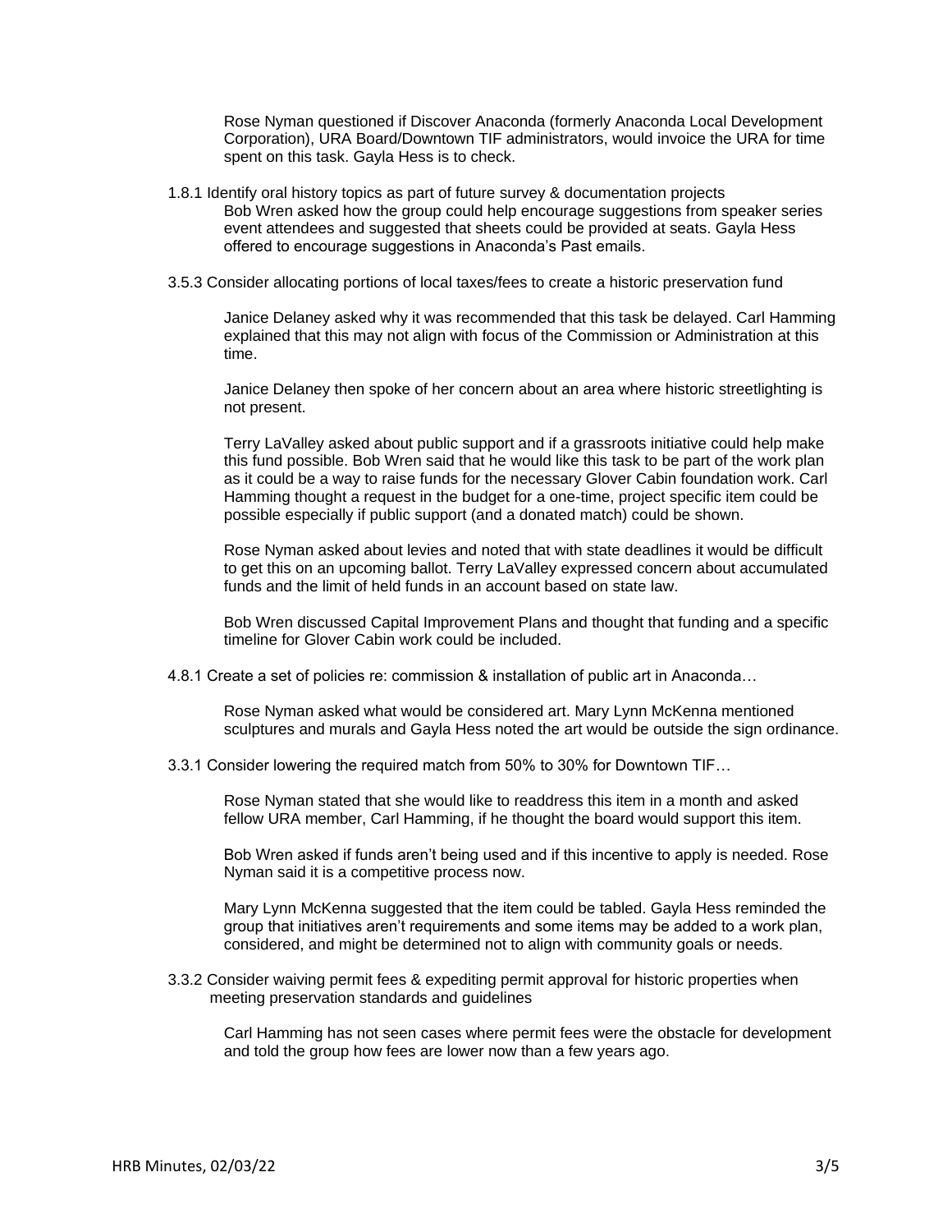Rose Nyman questioned if Discover Anaconda (formerly Anaconda Local Development Corporation), URA Board/Downtown TIF administrators, would invoice the URA for time spent on this task. Gayla Hess is to check.

1.8.1 Identify oral history topics as part of future survey & documentation projects

Bob Wren asked how the group could help encourage suggestions from speaker series event attendees and suggested that sheets could be provided at seats. Gayla Hess offered to encourage suggestions in Anaconda's Past emails.

3.5.3 Consider allocating portions of local taxes/fees to create a historic preservation fund

Janice Delaney asked why it was recommended that this task be delayed. Carl Hamming explained that this may not align with focus of the Commission or Administration at this time.

Janice Delaney then spoke of her concern about an area where historic streetlighting is not present.

Terry LaValley asked about public support and if a grassroots initiative could help make this fund possible. Bob Wren said that he would like this task to be part of the work plan as it could be a way to raise funds for the necessary Glover Cabin foundation work. Carl Hamming thought a request in the budget for a one-time, project specific item could be possible especially if public support (and a donated match) could be shown.

Rose Nyman asked about levies and noted that with state deadlines it would be difficult to get this on an upcoming ballot. Terry LaValley expressed concern about accumulated funds and the limit of held funds in an account based on state law.

Bob Wren discussed Capital Improvement Plans and thought that funding and a specific timeline for Glover Cabin work could be included.

4.8.1 Create a set of policies re: commission & installation of public art in Anaconda…

Rose Nyman asked what would be considered art. Mary Lynn McKenna mentioned sculptures and murals and Gayla Hess noted the art would be outside the sign ordinance.

3.3.1 Consider lowering the required match from 50% to 30% for Downtown TIF…

Rose Nyman stated that she would like to readdress this item in a month and asked fellow URA member, Carl Hamming, if he thought the board would support this item.

Bob Wren asked if funds aren't being used and if this incentive to apply is needed. Rose Nyman said it is a competitive process now.

Mary Lynn McKenna suggested that the item could be tabled. Gayla Hess reminded the group that initiatives aren't requirements and some items may be added to a work plan, considered, and might be determined not to align with community goals or needs.

3.3.2 Consider waiving permit fees & expediting permit approval for historic properties when meeting preservation standards and guidelines

Carl Hamming has not seen cases where permit fees were the obstacle for development and told the group how fees are lower now than a few years ago.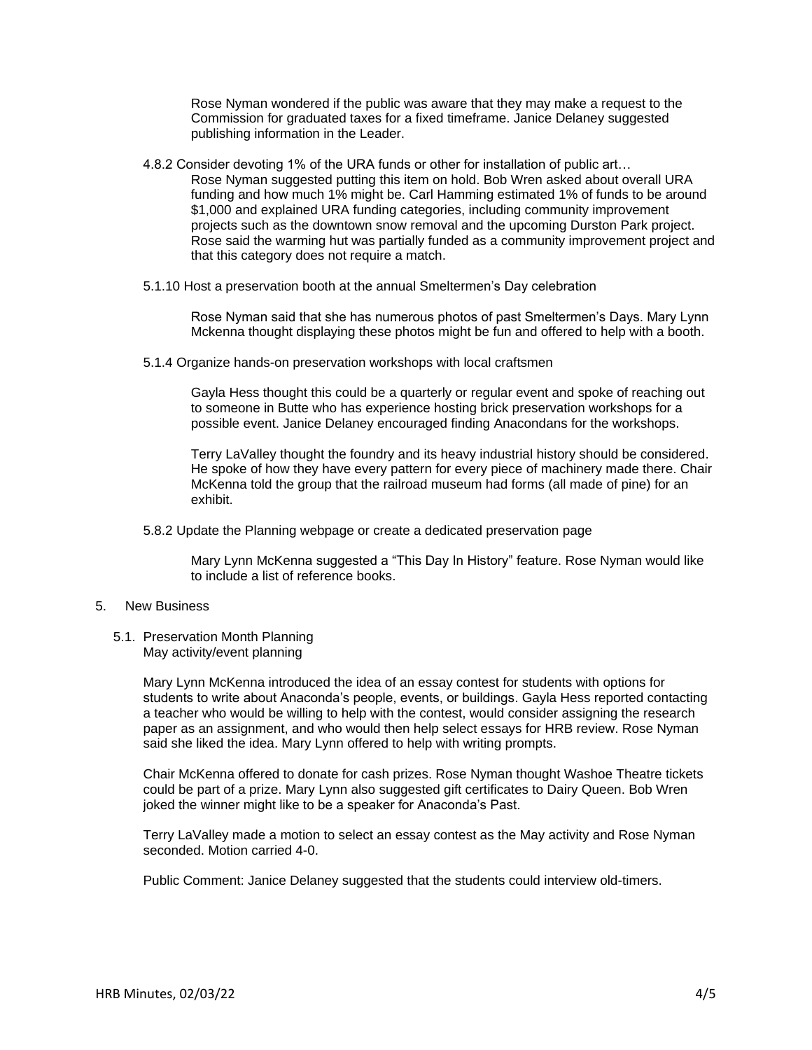Rose Nyman wondered if the public was aware that they may make a request to the Commission for graduated taxes for a fixed timeframe. Janice Delaney suggested publishing information in the Leader.

4.8.2 Consider devoting 1% of the URA funds or other for installation of public art…

Rose Nyman suggested putting this item on hold. Bob Wren asked about overall URA funding and how much 1% might be. Carl Hamming estimated 1% of funds to be around $1,000 and explained URA funding categories, including community improvement projects such as the downtown snow removal and the upcoming Durston Park project. Rose said the warming hut was partially funded as a community improvement project and that this category does not require a match.

5.1.10 Host a preservation booth at the annual Smeltermen's Day celebration

Rose Nyman said that she has numerous photos of past Smeltermen's Days. Mary Lynn Mckenna thought displaying these photos might be fun and offered to help with a booth.

5.1.4 Organize hands-on preservation workshops with local craftsmen

Gayla Hess thought this could be a quarterly or regular event and spoke of reaching out to someone in Butte who has experience hosting brick preservation workshops for a possible event. Janice Delaney encouraged finding Anacondans for the workshops.

Terry LaValley thought the foundry and its heavy industrial history should be considered. He spoke of how they have every pattern for every piece of machinery made there. Chair McKenna told the group that the railroad museum had forms (all made of pine) for an exhibit.

5.8.2 Update the Planning webpage or create a dedicated preservation page

Mary Lynn McKenna suggested a "This Day In History" feature. Rose Nyman would like to include a list of reference books.

5. New Business

5.1. Preservation Month Planning
May activity/event planning

Mary Lynn McKenna introduced the idea of an essay contest for students with options for students to write about Anaconda's people, events, or buildings. Gayla Hess reported contacting a teacher who would be willing to help with the contest, would consider assigning the research paper as an assignment, and who would then help select essays for HRB review. Rose Nyman said she liked the idea. Mary Lynn offered to help with writing prompts.

Chair McKenna offered to donate for cash prizes. Rose Nyman thought Washoe Theatre tickets could be part of a prize. Mary Lynn also suggested gift certificates to Dairy Queen. Bob Wren joked the winner might like to be a speaker for Anaconda's Past.

Terry LaValley made a motion to select an essay contest as the May activity and Rose Nyman seconded. Motion carried 4-0.

Public Comment: Janice Delaney suggested that the students could interview old-timers.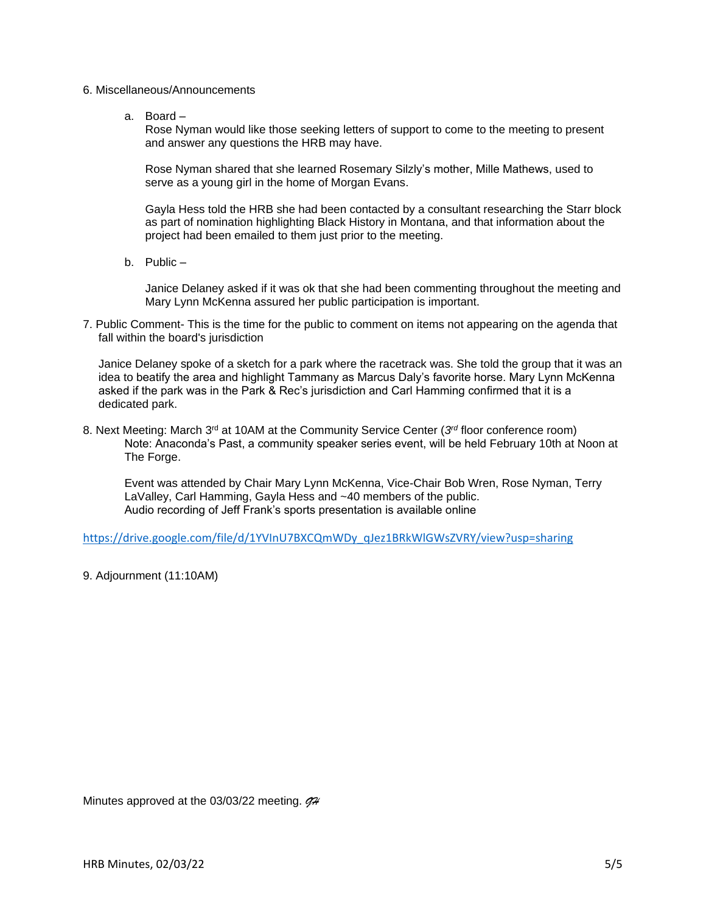6. Miscellaneous/Announcements

a. Board –

Rose Nyman would like those seeking letters of support to come to the meeting to present and answer any questions the HRB may have.

Rose Nyman shared that she learned Rosemary Silzly's mother, Mille Mathews, used to serve as a young girl in the home of Morgan Evans.

Gayla Hess told the HRB she had been contacted by a consultant researching the Starr block as part of nomination highlighting Black History in Montana, and that information about the project had been emailed to them just prior to the meeting.

b. Public –

Janice Delaney asked if it was ok that she had been commenting throughout the meeting and Mary Lynn McKenna assured her public participation is important.

7. Public Comment- This is the time for the public to comment on items not appearing on the agenda that fall within the board's jurisdiction

Janice Delaney spoke of a sketch for a park where the racetrack was. She told the group that it was an idea to beatify the area and highlight Tammany as Marcus Daly's favorite horse. Mary Lynn McKenna asked if the park was in the Park & Rec's jurisdiction and Carl Hamming confirmed that it is a dedicated park.

8. Next Meeting: March 3rd at 10AM at the Community Service Center (*3rd* floor conference room)

Note: Anaconda's Past, a community speaker series event, will be held February 10th at Noon at The Forge.

Event was attended by Chair Mary Lynn McKenna, Vice-Chair Bob Wren, Rose Nyman, Terry LaValley, Carl Hamming, Gayla Hess and ~40 members of the public.
Audio recording of Jeff Frank's sports presentation is available online

https://drive.google.com/file/d/1YVInU7BXCQmWDy_qJez1BRkWlGWsZVRY/view?usp=sharing

9. Adjournment (11:10AM)

Minutes approved at the 03/03/22 meeting. GH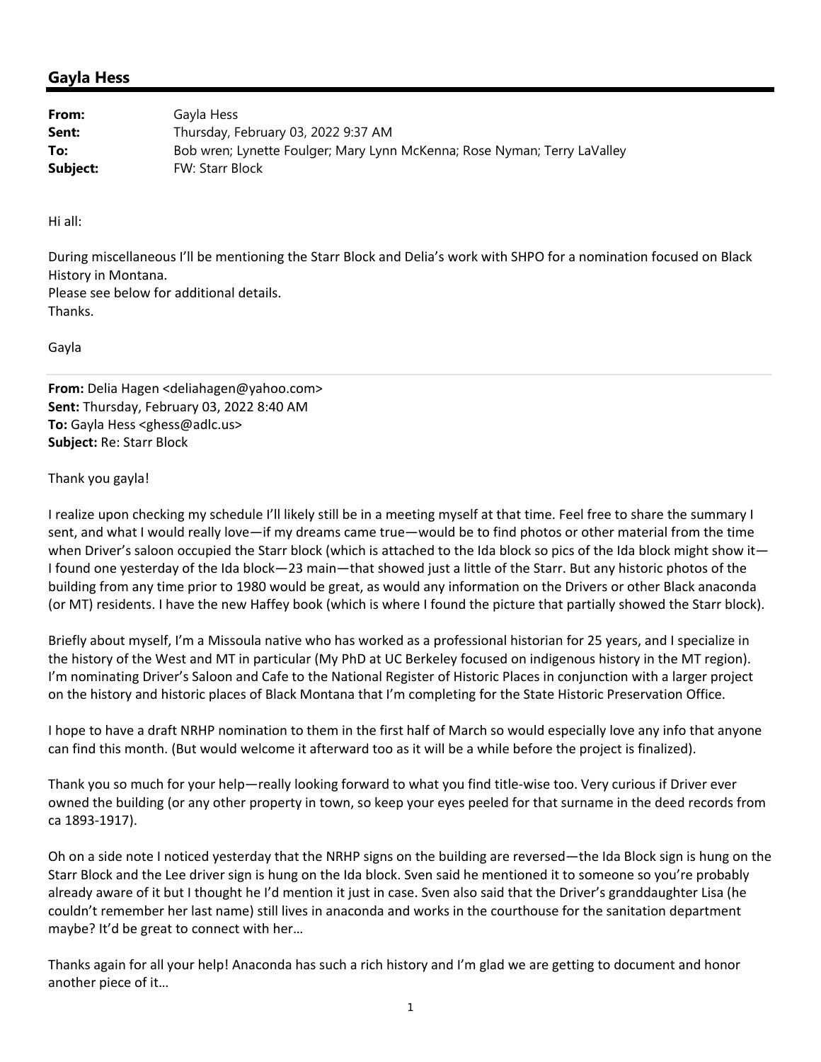## Gayla Hess

**From:** Gayla Hess
**Sent:** Thursday, February 03, 2022 9:37 AM
**To:** Bob wren; Lynette Foulger; Mary Lynn McKenna; Rose Nyman; Terry LaValley
**Subject:** FW: Starr Block

Hi all:

During miscellaneous I'll be mentioning the Starr Block and Delia's work with SHPO for a nomination focused on Black History in Montana.
Please see below for additional details.
Thanks.

Gayla

---

**From:** Delia Hagen <deliahagen@yahoo.com>
**Sent:** Thursday, February 03, 2022 8:40 AM
**To:** Gayla Hess <ghess@adlc.us>
**Subject:** Re: Starr Block

Thank you gayla!

I realize upon checking my schedule I'll likely still be in a meeting myself at that time. Feel free to share the summary I sent, and what I would really love—if my dreams came true—would be to find photos or other material from the time when Driver's saloon occupied the Starr block (which is attached to the Ida block so pics of the Ida block might show it—I found one yesterday of the Ida block—23 main—that showed just a little of the Starr. But any historic photos of the building from any time prior to 1980 would be great, as would any information on the Drivers or other Black anaconda (or MT) residents. I have the new Haffey book (which is where I found the picture that partially showed the Starr block).

Briefly about myself, I'm a Missoula native who has worked as a professional historian for 25 years, and I specialize in the history of the West and MT in particular (My PhD at UC Berkeley focused on indigenous history in the MT region). I'm nominating Driver's Saloon and Cafe to the National Register of Historic Places in conjunction with a larger project on the history and historic places of Black Montana that I'm completing for the State Historic Preservation Office.

I hope to have a draft NRHP nomination to them in the first half of March so would especially love any info that anyone can find this month. (But would welcome it afterward too as it will be a while before the project is finalized).

Thank you so much for your help—really looking forward to what you find title-wise too. Very curious if Driver ever owned the building (or any other property in town, so keep your eyes peeled for that surname in the deed records from ca 1893-1917).

Oh on a side note I noticed yesterday that the NRHP signs on the building are reversed—the Ida Block sign is hung on the Starr Block and the Lee driver sign is hung on the Ida block. Sven said he mentioned it to someone so you're probably already aware of it but I thought he I'd mention it just in case. Sven also said that the Driver's granddaughter Lisa (he couldn't remember her last name) still lives in anaconda and works in the courthouse for the sanitation department maybe? It'd be great to connect with her…

Thanks again for all your help! Anaconda has such a rich history and I'm glad we are getting to document and honor another piece of it…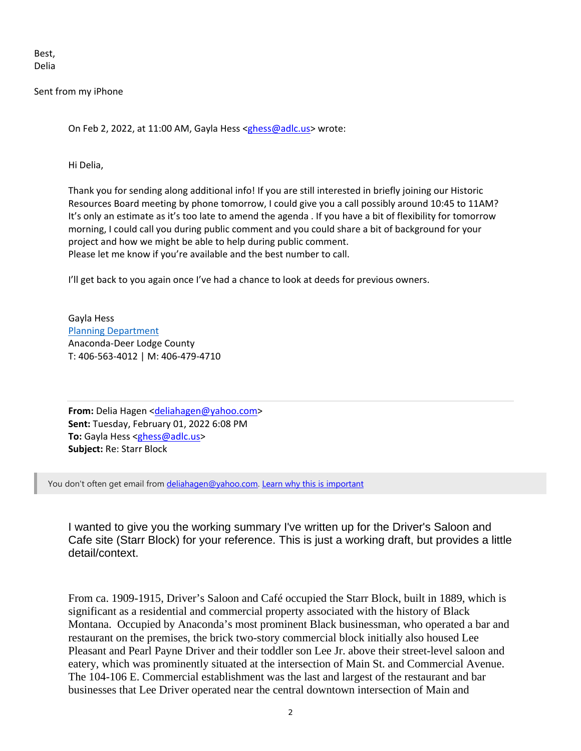Best,
Delia

Sent from my iPhone

> On Feb 2, 2022, at 11:00 AM, Gayla Hess <ghess@adlc.us> wrote:
>
> Hi Delia,
>
> Thank you for sending along additional info! If you are still interested in briefly joining our Historic Resources Board meeting by phone tomorrow, I could give you a call possibly around 10:45 to 11AM? It's only an estimate as it's too late to amend the agenda . If you have a bit of flexibility for tomorrow morning, I could call you during public comment and you could share a bit of background for your project and how we might be able to help during public comment.
> Please let me know if you're available and the best number to call.
>
> I'll get back to you again once I've had a chance to look at deeds for previous owners.
>
> Gayla Hess
> Planning Department
> Anaconda-Deer Lodge County
> T: 406-563-4012 | M: 406-479-4710
>
> **From:** Delia Hagen <deliahagen@yahoo.com>
> **Sent:** Tuesday, February 01, 2022 6:08 PM
> **To:** Gayla Hess <ghess@adlc.us>
> **Subject:** Re: Starr Block
>
> You don't often get email from deliahagen@yahoo.com. Learn why this is important
>
> I wanted to give you the working summary I've written up for the Driver's Saloon and Cafe site (Starr Block) for your reference. This is just a working draft, but provides a little detail/context.
>
> From ca. 1909-1915, Driver's Saloon and Café occupied the Starr Block, built in 1889, which is significant as a residential and commercial property associated with the history of Black Montana. Occupied by Anaconda's most prominent Black businessman, who operated a bar and restaurant on the premises, the brick two-story commercial block initially also housed Lee Pleasant and Pearl Payne Driver and their toddler son Lee Jr. above their street-level saloon and eatery, which was prominently situated at the intersection of Main St. and Commercial Avenue. The 104-106 E. Commercial establishment was the last and largest of the restaurant and bar businesses that Lee Driver operated near the central downtown intersection of Main and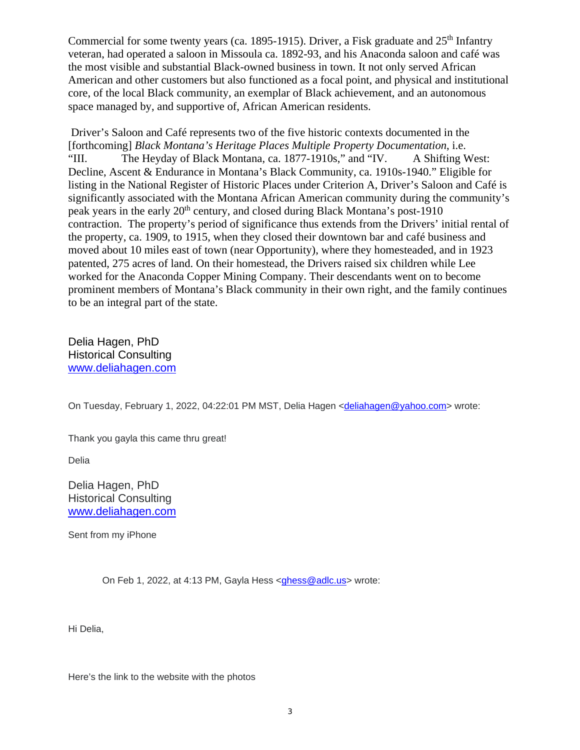Commercial for some twenty years (ca. 1895-1915). Driver, a Fisk graduate and 25th Infantry veteran, had operated a saloon in Missoula ca. 1892-93, and his Anaconda saloon and café was the most visible and substantial Black-owned business in town. It not only served African American and other customers but also functioned as a focal point, and physical and institutional core, of the local Black community, an exemplar of Black achievement, and an autonomous space managed by, and supportive of, African American residents.

Driver's Saloon and Café represents two of the five historic contexts documented in the [forthcoming] *Black Montana's Heritage Places Multiple Property Documentation*, i.e. "III. The Heyday of Black Montana, ca. 1877-1910s," and "IV. A Shifting West: Decline, Ascent & Endurance in Montana's Black Community, ca. 1910s-1940." Eligible for listing in the National Register of Historic Places under Criterion A, Driver's Saloon and Café is significantly associated with the Montana African American community during the community's peak years in the early 20th century, and closed during Black Montana's post-1910 contraction. The property's period of significance thus extends from the Drivers' initial rental of the property, ca. 1909, to 1915, when they closed their downtown bar and café business and moved about 10 miles east of town (near Opportunity), where they homesteaded, and in 1923 patented, 275 acres of land. On their homestead, the Drivers raised six children while Lee worked for the Anaconda Copper Mining Company. Their descendants went on to become prominent members of Montana's Black community in their own right, and the family continues to be an integral part of the state.

Delia Hagen, PhD
Historical Consulting
[www.deliahagen.com](http://www.deliahagen.com)

On Tuesday, February 1, 2022, 04:22:01 PM MST, Delia Hagen <deliahagen@yahoo.com> wrote:

Thank you gayla this came thru great!

Delia

Delia Hagen, PhD
Historical Consulting
[www.deliahagen.com](http://www.deliahagen.com)

Sent from my iPhone

> On Feb 1, 2022, at 4:13 PM, Gayla Hess <ghess@adlc.us> wrote:

Hi Delia,

Here's the link to the website with the photos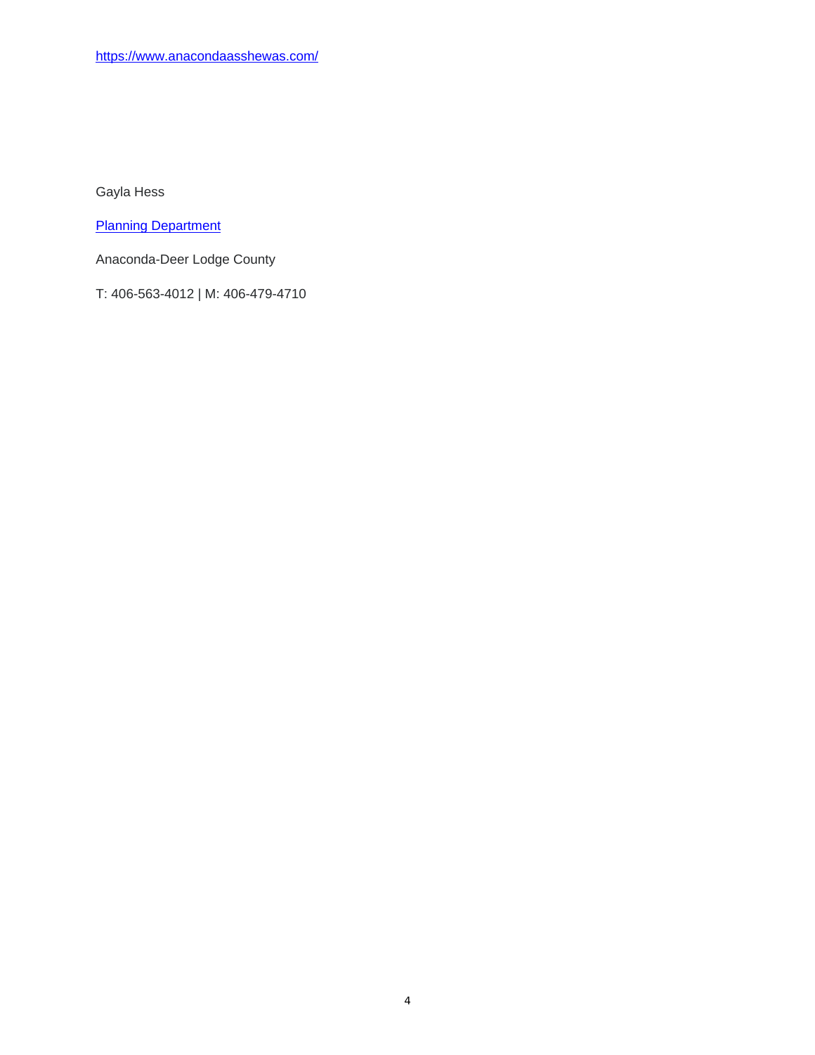https://www.anacondaasshewas.com/

Gayla Hess

Planning Department

Anaconda-Deer Lodge County

T: 406-563-4012 | M: 406-479-4710